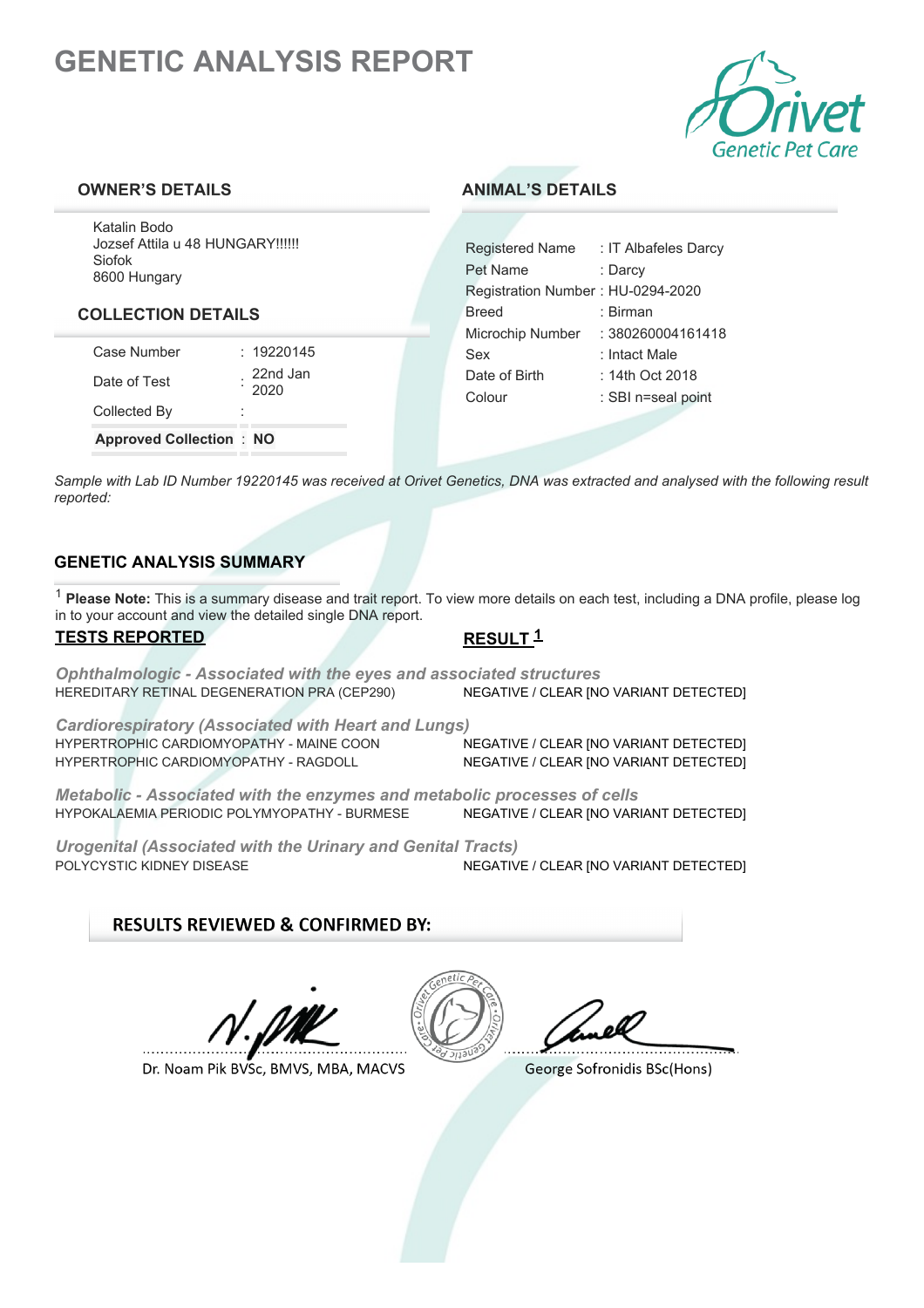# GENETIC ANALYSIS REPORT

Orivet Genetic Pet Care

## OWNER'S DETAILS

Katalin Bodo
Jozsef Attila u 48 HUNGARY!!!!!!
Siofok
8600 Hungary

## COLLECTION DETAILS

| | |
|---|---|
| Case Number | : 19220145 |
| Date of Test | : 22nd Jan 2020 |
| Collected By | : |
| **Approved Collection** | : **NO** |

## ANIMAL'S DETAILS

| | |
|---|---|
| Registered Name | : IT Albafeles Darcy |
| Pet Name | : Darcy |
| Registration Number | : HU-0294-2020 |
| Breed | : Birman |
| Microchip Number | : 380260004161418 |
| Sex | : Intact Male |
| Date of Birth | : 14th Oct 2018 |
| Colour | : SBI n=seal point |

*Sample with Lab ID Number 19220145 was received at Orivet Genetics, DNA was extracted and analysed with the following result reported:*

## GENETIC ANALYSIS SUMMARY

[1] **Please Note:** This is a summary disease and trait report. To view more details on each test, including a DNA profile, please log in to your account and view the detailed single DNA report.

| TESTS REPORTED | RESULT [1] |
|---|---|
| ***Ophthalmologic - Associated with the eyes and associated structures*** | |
| HEREDITARY RETINAL DEGENERATION PRA (CEP290) | NEGATIVE / CLEAR [NO VARIANT DETECTED] |
| ***Cardiorespiratory (Associated with Heart and Lungs)*** | |
| HYPERTROPHIC CARDIOMYOPATHY - MAINE COON | NEGATIVE / CLEAR [NO VARIANT DETECTED] |
| HYPERTROPHIC CARDIOMYOPATHY - RAGDOLL | NEGATIVE / CLEAR [NO VARIANT DETECTED] |
| ***Metabolic - Associated with the enzymes and metabolic processes of cells*** | |
| HYPOKALAEMIA PERIODIC POLYMYOPATHY - BURMESE | NEGATIVE / CLEAR [NO VARIANT DETECTED] |
| ***Urogenital (Associated with the Urinary and Genital Tracts)*** | |
| POLYCYSTIC KIDNEY DISEASE | NEGATIVE / CLEAR [NO VARIANT DETECTED] |

## RESULTS REVIEWED & CONFIRMED BY:

Dr. Noam Pik BVSc, BMVS, MBA, MACVS

George Sofronidis BSc(Hons)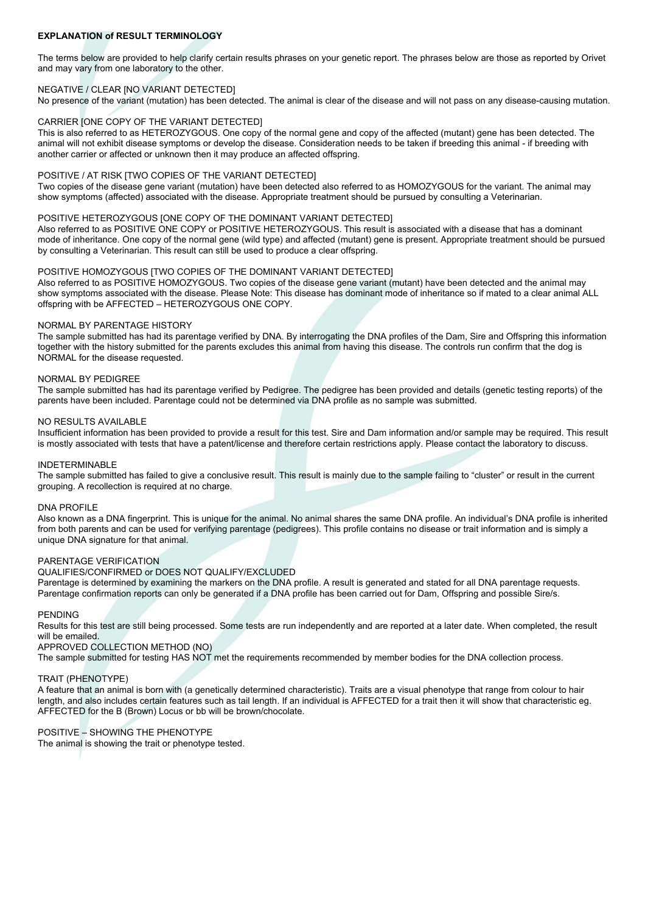**EXPLANATION of RESULT TERMINOLOGY**

The terms below are provided to help clarify certain results phrases on your genetic report. The phrases below are those as reported by Orivet and may vary from one laboratory to the other.

NEGATIVE / CLEAR [NO VARIANT DETECTED]
No presence of the variant (mutation) has been detected. The animal is clear of the disease and will not pass on any disease-causing mutation.

CARRIER [ONE COPY OF THE VARIANT DETECTED]
This is also referred to as HETEROZYGOUS. One copy of the normal gene and copy of the affected (mutant) gene has been detected. The animal will not exhibit disease symptoms or develop the disease. Consideration needs to be taken if breeding this animal - if breeding with another carrier or affected or unknown then it may produce an affected offspring.

POSITIVE / AT RISK [TWO COPIES OF THE VARIANT DETECTED]
Two copies of the disease gene variant (mutation) have been detected also referred to as HOMOZYGOUS for the variant. The animal may show symptoms (affected) associated with the disease. Appropriate treatment should be pursued by consulting a Veterinarian.

POSITIVE HETEROZYGOUS [ONE COPY OF THE DOMINANT VARIANT DETECTED]
Also referred to as POSITIVE ONE COPY or POSITIVE HETEROZYGOUS. This result is associated with a disease that has a dominant mode of inheritance. One copy of the normal gene (wild type) and affected (mutant) gene is present. Appropriate treatment should be pursued by consulting a Veterinarian. This result can still be used to produce a clear offspring.

POSITIVE HOMOZYGOUS [TWO COPIES OF THE DOMINANT VARIANT DETECTED]
Also referred to as POSITIVE HOMOZYGOUS. Two copies of the disease gene variant (mutant) have been detected and the animal may show symptoms associated with the disease. Please Note: This disease has dominant mode of inheritance so if mated to a clear animal ALL offspring with be AFFECTED – HETEROZYGOUS ONE COPY.

NORMAL BY PARENTAGE HISTORY
The sample submitted has had its parentage verified by DNA. By interrogating the DNA profiles of the Dam, Sire and Offspring this information together with the history submitted for the parents excludes this animal from having this disease. The controls run confirm that the dog is NORMAL for the disease requested.

NORMAL BY PEDIGREE
The sample submitted has had its parentage verified by Pedigree. The pedigree has been provided and details (genetic testing reports) of the parents have been included. Parentage could not be determined via DNA profile as no sample was submitted.

NO RESULTS AVAILABLE
Insufficient information has been provided to provide a result for this test. Sire and Dam information and/or sample may be required. This result is mostly associated with tests that have a patent/license and therefore certain restrictions apply. Please contact the laboratory to discuss.

INDETERMINABLE
The sample submitted has failed to give a conclusive result. This result is mainly due to the sample failing to "cluster" or result in the current grouping. A recollection is required at no charge.

DNA PROFILE
Also known as a DNA fingerprint. This is unique for the animal. No animal shares the same DNA profile. An individual's DNA profile is inherited from both parents and can be used for verifying parentage (pedigrees). This profile contains no disease or trait information and is simply a unique DNA signature for that animal.

PARENTAGE VERIFICATION
QUALIFIES/CONFIRMED or DOES NOT QUALIFY/EXCLUDED
Parentage is determined by examining the markers on the DNA profile. A result is generated and stated for all DNA parentage requests. Parentage confirmation reports can only be generated if a DNA profile has been carried out for Dam, Offspring and possible Sire/s.

PENDING
Results for this test are still being processed. Some tests are run independently and are reported at a later date. When completed, the result will be emailed.
APPROVED COLLECTION METHOD (NO)
The sample submitted for testing HAS NOT met the requirements recommended by member bodies for the DNA collection process.

TRAIT (PHENOTYPE)
A feature that an animal is born with (a genetically determined characteristic). Traits are a visual phenotype that range from colour to hair length, and also includes certain features such as tail length. If an individual is AFFECTED for a trait then it will show that characteristic eg. AFFECTED for the B (Brown) Locus or bb will be brown/chocolate.

POSITIVE – SHOWING THE PHENOTYPE
The animal is showing the trait or phenotype tested.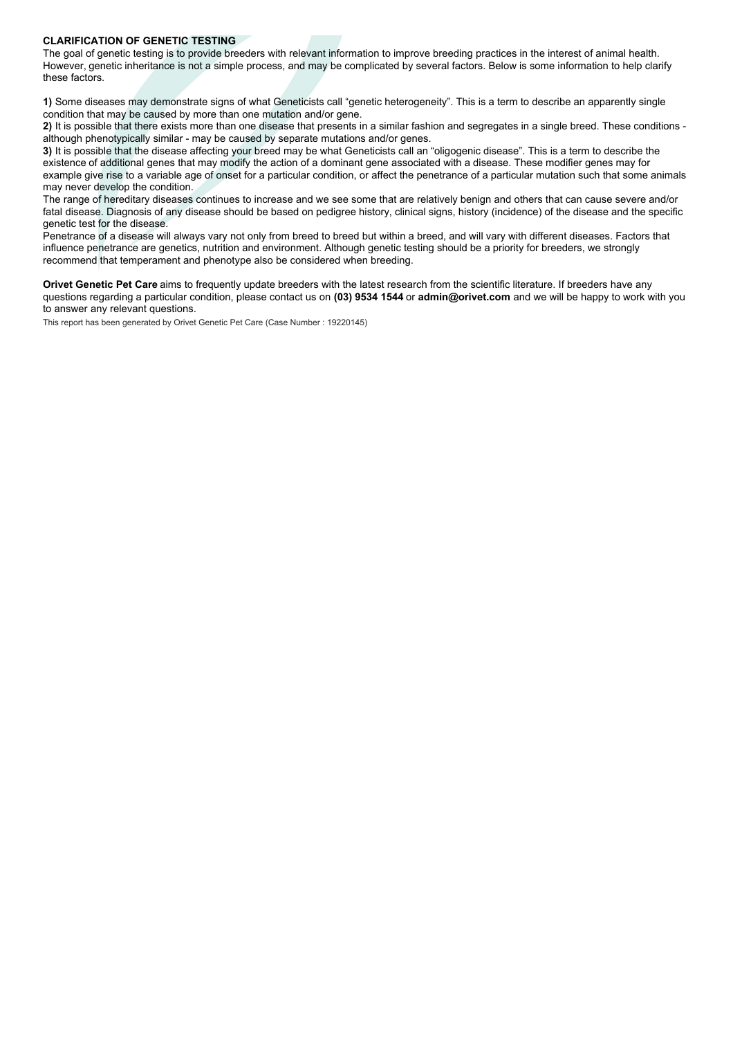**CLARIFICATION OF GENETIC TESTING**

The goal of genetic testing is to provide breeders with relevant information to improve breeding practices in the interest of animal health. However, genetic inheritance is not a simple process, and may be complicated by several factors. Below is some information to help clarify these factors.

**1)** Some diseases may demonstrate signs of what Geneticists call "genetic heterogeneity". This is a term to describe an apparently single condition that may be caused by more than one mutation and/or gene.

**2)** It is possible that there exists more than one disease that presents in a similar fashion and segregates in a single breed. These conditions - although phenotypically similar - may be caused by separate mutations and/or genes.

**3)** It is possible that the disease affecting your breed may be what Geneticists call an "oligogenic disease". This is a term to describe the existence of additional genes that may modify the action of a dominant gene associated with a disease. These modifier genes may for example give rise to a variable age of onset for a particular condition, or affect the penetrance of a particular mutation such that some animals may never develop the condition.

The range of hereditary diseases continues to increase and we see some that are relatively benign and others that can cause severe and/or fatal disease. Diagnosis of any disease should be based on pedigree history, clinical signs, history (incidence) of the disease and the specific genetic test for the disease.

Penetrance of a disease will always vary not only from breed to breed but within a breed, and will vary with different diseases. Factors that influence penetrance are genetics, nutrition and environment. Although genetic testing should be a priority for breeders, we strongly recommend that temperament and phenotype also be considered when breeding.

**Orivet Genetic Pet Care** aims to frequently update breeders with the latest research from the scientific literature. If breeders have any questions regarding a particular condition, please contact us on **(03) 9534 1544** or **admin@orivet.com** and we will be happy to work with you to answer any relevant questions.

This report has been generated by Orivet Genetic Pet Care (Case Number : 19220145)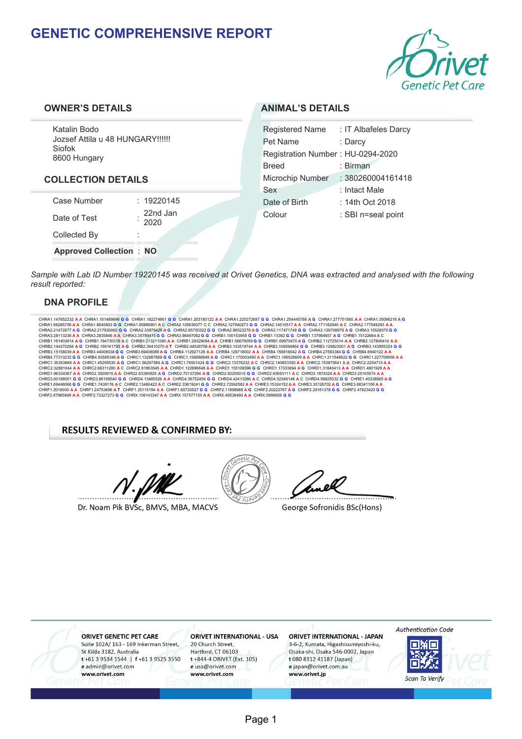# GENETIC COMPREHENSIVE REPORT

## OWNER'S DETAILS

Katalin Bodo
Jozsef Attila u 48 HUNGARY!!!!!!
Siofok
8600 Hungary

## COLLECTION DETAILS

| | | |
|---|---|---|
| Case Number | : | 19220145 |
| Date of Test | : | 22nd Jan 2020 |
| Collected By | : | |
| **Approved Collection** | : | **NO** |

## ANIMAL'S DETAILS

| | |
|---|---|
| Registered Name | : IT Albafeles Darcy |
| Pet Name | : Darcy |
| Registration Number | : HU-0294-2020 |
| Breed | : Birman |
| Microchip Number | : 380260004161418 |
| Sex | : Intact Male |
| Date of Birth | : 14th Oct 2018 |
| Colour | : SBI n=seal point |

*Sample with Lab ID Number 19220145 was received at Orivet Genetics, DNA was extracted and analysed with the following result reported:*

## DNA PROFILE

CHRA1.147652232 A A CHRA1.161489899 G G CHRA1.182274661 G G CHRA1.203180122 A A CHRA1.225272697 G G CHRA1.254445788 A G CHRA1.277751565 A A CHRA1.35096216 A G CHRA1.66285706 A A CHRA1.8645803 G G CHRA1.90886901 A C CHRA2.105639377 C C CHRA2.127940273 G G CHRA2.14510517 A A CHRA2.171182940 A C CHRA2.177549293 A A CHRA2.21472877 A G CHRA2.217930062 G G CHRA2.33979426 A G CHRA2.65750322 G G CHRA2.96523276 A G CHRA3.117471748 G G CHRA3.139708979 A G CHRA3.15528070 G G CHRA3.28113236 A A CHRA3.2835846 A A CHRA3.35789415 G G CHRA3.98497082 G G CHRB1.100153958 G G CHRB1.13362 G G CHRB1.137984657 A G CHRB1.15122664 A C CHRB1.161403614 A G CHRB1.194730318 A C CHRB1.213211080 A A CHRB1.29329084 A A CHRB1.56679059 G G CHRB1.69970470 A G CHRB2.112725014 A A CHRB2.127806414 A A CHRB2.144270294 A G CHRB2.159161793 A G CHRB2.39410270 A T CHRB2.44526758 A A CHRB3.103519744 A A CHRB3.108594864 G G CHRB3.129823001 A G CHRB3.143855324 G G CHRB3.15158039 A A CHRB3.44006038 G G CHRB3.69408089 A G CHRB4.112927129 A A CHRB4.129718002 A A CHRB4.156816042 A G CHRB4.27583384 G G CHRB4.6940122 A A CHRB4.77313232 G G CHRB4.93595346 A G CHRC1.132987869 G G CHRC1.156688949 A G CHRC1.170053490 A A CHRC1.199526609 A A CHRC1.211548622 G G CHRC1.227709958 A A CHRC1.35353868 A A CHRC1.45295530 A G CHRC1.56297389 A G CHRC1.76501424 G G CHRC2.13376232 A C CHRC2.140853350 A A CHRC2.153875641 A A CHRC2.2254710 A A CHRC2.32881044 A A CHRC2.68311280 A C CHRC2.81863545 A A CHRD1.122896648 A A CHRD1.155108396 G G CHRD1.17333694 A G CHRD1.31840413 A A CHRD1.4801928 A A CHRD1.96334367 A A CHRD2.3920915 A A CHRD2.63390925 A G CHRD2.70137294 A G CHRD2.82255010 G G CHRD2.93650111 A C CHRD3.1874324 A A CHRD3.25103574 A A CHRD3.60188001 G G CHRD3.86169540 G G CHRD4.13485526 A A CHRD4.36752454 G G CHRD4.42413266 A C CHRD4.52346148 A C CHRD4.98825532 G G CHRE1.40338965 A G CHRE1.69446066 G G CHRE1.7439176 A C CHRE2.13480422 A C CHRE2.33619241 G G CHRE2.72592582 A A CHRE3.15324152 A A CHRE3.35126702 A G CHRE3.68341106 A A CHRF1.2018000 A A CHRF1.24753896 A T CHRF1.35115194 A A CHRF1.60720527 G G CHRF2.11898988 A G CHRF2.20222767 A G CHRF2.29161378 G G CHRF2.47823420 G G CHRF2.67965848 A A CHRF2.73327273 G G CHRX.109143347 A A CHRX.157577155 A A CHRX.49536490 A A CHRX.5996958 G G

## RESULTS REVIEWED & CONFIRMED BY:

Dr. Noam Pik BVSc, BMVS, MBA, MACVS

George Sofronidis BSc(Hons)

---

**ORIVET GENETIC PET CARE**
Suite 102A/ 163 - 169 Inkerman Street,
St Kilda 3182, Australia
t +61 3 9534 1544 | f +61 3 9525 3550
e admin@orivet.com
www.orivet.com

**ORIVET INTERNATIONAL - USA**
20 Church Street,
Hartford, CT 06103
t +844-4 ORIVET (Ext. 105)
e usa@orivet.com
www.orivet.com

**ORIVET INTERNATIONAL - JAPAN**
3-6-2, Kumata, Higashisumiyoshi-ku,
Osaka-shi, Osaka 546-0002, Japan
t 080 8312 41187 (Japan)
e japan@orivet.com.au
www.orivet.jp

*Authentication Code*

*Scan To Verify*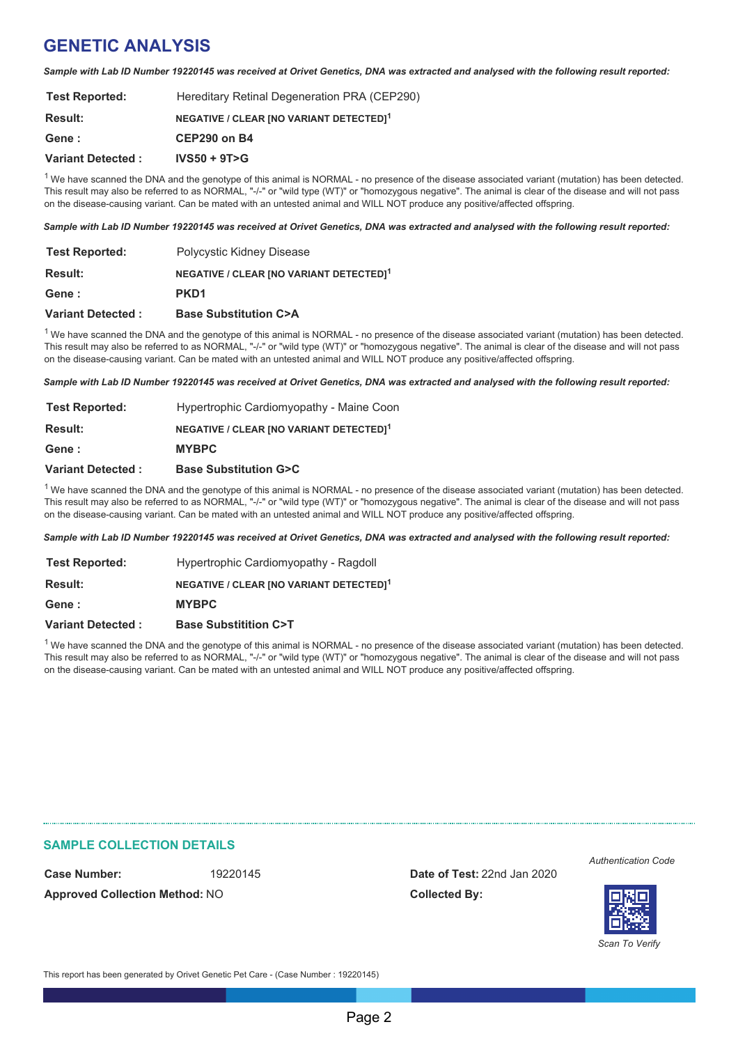## GENETIC ANALYSIS

*Sample with Lab ID Number 19220145 was received at Orivet Genetics, DNA was extracted and analysed with the following result reported:*

| | |
|---|---|
| **Test Reported:** | Hereditary Retinal Degeneration PRA (CEP290) |
| **Result:** | **NEGATIVE / CLEAR [NO VARIANT DETECTED][1]** |
| **Gene :** | **CEP290 on B4** |
| **Variant Detected :** | **IVS50 + 9T>G** |

[1] We have scanned the DNA and the genotype of this animal is NORMAL - no presence of the disease associated variant (mutation) has been detected. This result may also be referred to as NORMAL, "-/-" or "wild type (WT)" or "homozygous negative". The animal is clear of the disease and will not pass on the disease-causing variant. Can be mated with an untested animal and WILL NOT produce any positive/affected offspring.

*Sample with Lab ID Number 19220145 was received at Orivet Genetics, DNA was extracted and analysed with the following result reported:*

| | |
|---|---|
| **Test Reported:** | Polycystic Kidney Disease |
| **Result:** | **NEGATIVE / CLEAR [NO VARIANT DETECTED][1]** |
| **Gene :** | **PKD1** |
| **Variant Detected :** | **Base Substitution C>A** |

[1] We have scanned the DNA and the genotype of this animal is NORMAL - no presence of the disease associated variant (mutation) has been detected. This result may also be referred to as NORMAL, "-/-" or "wild type (WT)" or "homozygous negative". The animal is clear of the disease and will not pass on the disease-causing variant. Can be mated with an untested animal and WILL NOT produce any positive/affected offspring.

*Sample with Lab ID Number 19220145 was received at Orivet Genetics, DNA was extracted and analysed with the following result reported:*

| | |
|---|---|
| **Test Reported:** | Hypertrophic Cardiomyopathy - Maine Coon |
| **Result:** | **NEGATIVE / CLEAR [NO VARIANT DETECTED][1]** |
| **Gene :** | **MYBPC** |
| **Variant Detected :** | **Base Substitution G>C** |

[1] We have scanned the DNA and the genotype of this animal is NORMAL - no presence of the disease associated variant (mutation) has been detected. This result may also be referred to as NORMAL, "-/-" or "wild type (WT)" or "homozygous negative". The animal is clear of the disease and will not pass on the disease-causing variant. Can be mated with an untested animal and WILL NOT produce any positive/affected offspring.

*Sample with Lab ID Number 19220145 was received at Orivet Genetics, DNA was extracted and analysed with the following result reported:*

| | |
|---|---|
| **Test Reported:** | Hypertrophic Cardiomyopathy - Ragdoll |
| **Result:** | **NEGATIVE / CLEAR [NO VARIANT DETECTED][1]** |
| **Gene :** | **MYBPC** |
| **Variant Detected :** | **Base Substitition C>T** |

[1] We have scanned the DNA and the genotype of this animal is NORMAL - no presence of the disease associated variant (mutation) has been detected. This result may also be referred to as NORMAL, "-/-" or "wild type (WT)" or "homozygous negative". The animal is clear of the disease and will not pass on the disease-causing variant. Can be mated with an untested animal and WILL NOT produce any positive/affected offspring.

### SAMPLE COLLECTION DETAILS

**Case Number:** 19220145

**Approved Collection Method:** NO

**Date of Test:** 22nd Jan 2020

**Collected By:**

*Authentication Code*

*Scan To Verify*

This report has been generated by Orivet Genetic Pet Care - (Case Number : 19220145)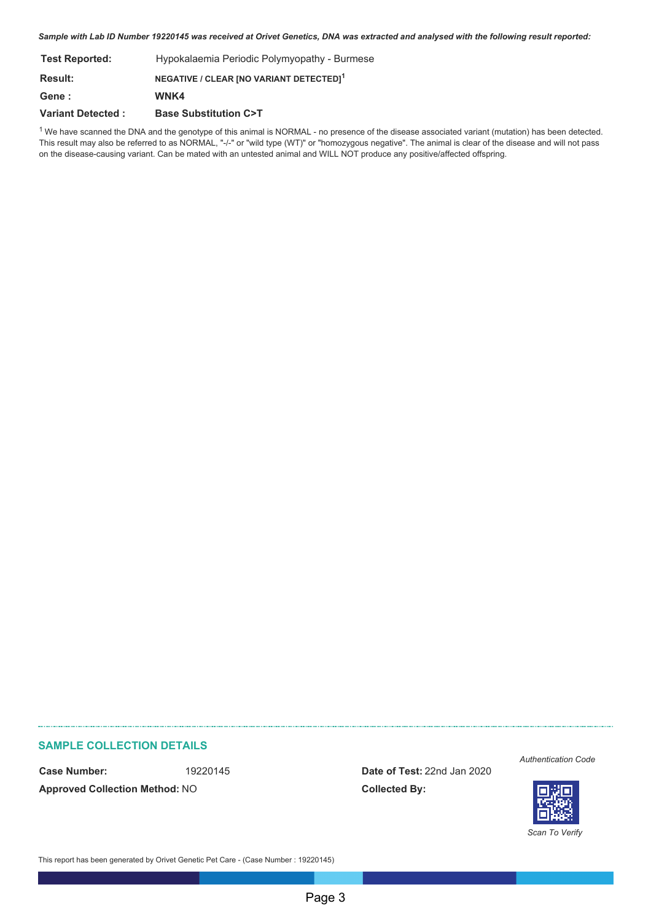***Sample with Lab ID Number 19220145 was received at Orivet Genetics, DNA was extracted and analysed with the following result reported:***

| | |
|---|---|
| **Test Reported:** | Hypokalaemia Periodic Polymyopathy - Burmese |
| **Result:** | **NEGATIVE / CLEAR [NO VARIANT DETECTED][1]** |
| **Gene :** | **WNK4** |
| **Variant Detected :** | **Base Substitution C>T** |

[1] We have scanned the DNA and the genotype of this animal is NORMAL - no presence of the disease associated variant (mutation) has been detected. This result may also be referred to as NORMAL, "-/-" or "wild type (WT)" or "homozygous negative". The animal is clear of the disease and will not pass on the disease-causing variant. Can be mated with an untested animal and WILL NOT produce any positive/affected offspring.

## SAMPLE COLLECTION DETAILS

**Case Number:** 19220145

**Approved Collection Method:** NO

**Date of Test:** 22nd Jan 2020

**Collected By:**

*Authentication Code*

*Scan To Verify*

This report has been generated by Orivet Genetic Pet Care - (Case Number : 19220145)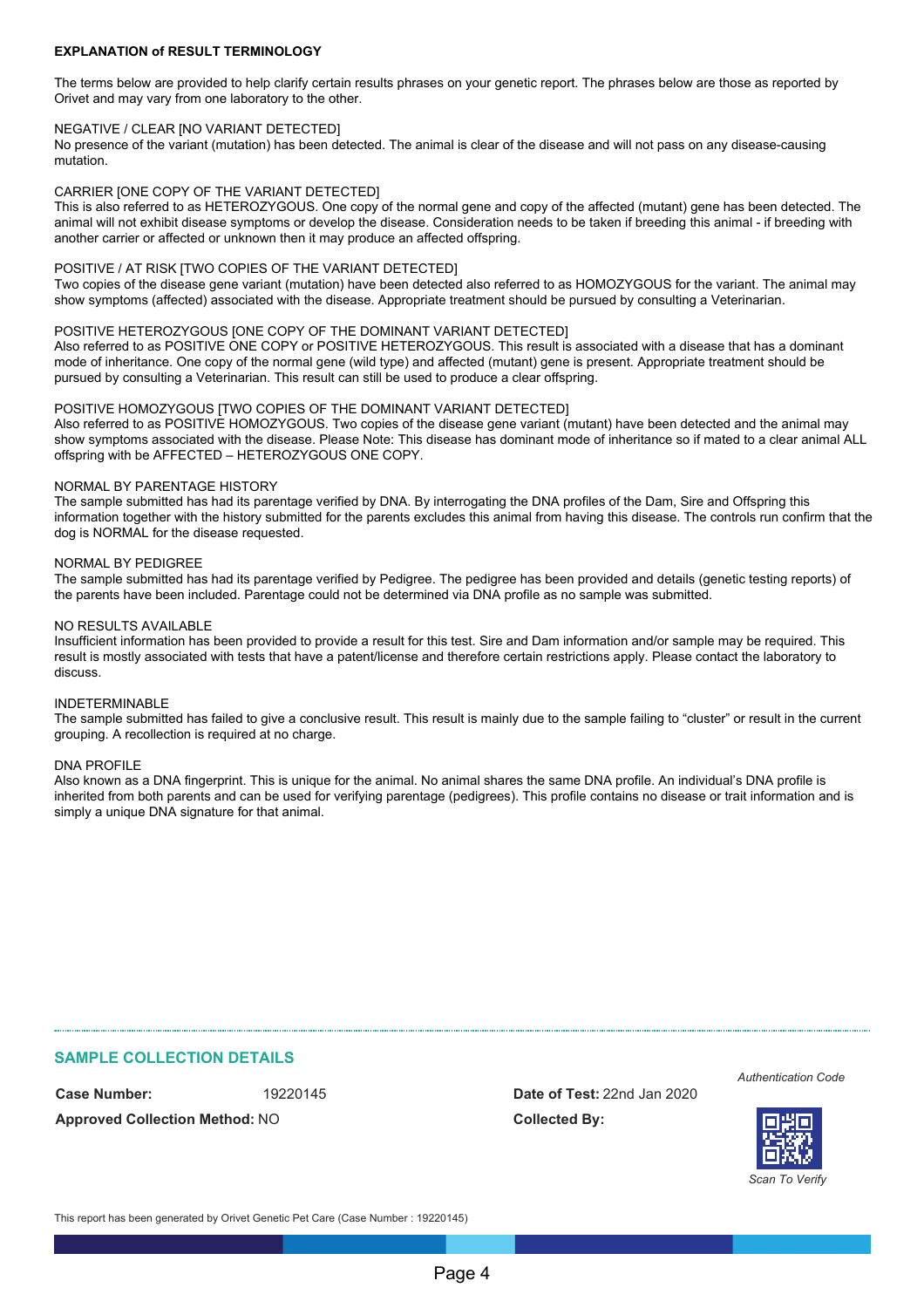**EXPLANATION of RESULT TERMINOLOGY**

The terms below are provided to help clarify certain results phrases on your genetic report. The phrases below are those as reported by Orivet and may vary from one laboratory to the other.

NEGATIVE / CLEAR [NO VARIANT DETECTED]
No presence of the variant (mutation) has been detected. The animal is clear of the disease and will not pass on any disease-causing mutation.

CARRIER [ONE COPY OF THE VARIANT DETECTED]
This is also referred to as HETEROZYGOUS. One copy of the normal gene and copy of the affected (mutant) gene has been detected. The animal will not exhibit disease symptoms or develop the disease. Consideration needs to be taken if breeding this animal - if breeding with another carrier or affected or unknown then it may produce an affected offspring.

POSITIVE / AT RISK [TWO COPIES OF THE VARIANT DETECTED]
Two copies of the disease gene variant (mutation) have been detected also referred to as HOMOZYGOUS for the variant. The animal may show symptoms (affected) associated with the disease. Appropriate treatment should be pursued by consulting a Veterinarian.

POSITIVE HETEROZYGOUS [ONE COPY OF THE DOMINANT VARIANT DETECTED]
Also referred to as POSITIVE ONE COPY or POSITIVE HETEROZYGOUS. This result is associated with a disease that has a dominant mode of inheritance. One copy of the normal gene (wild type) and affected (mutant) gene is present. Appropriate treatment should be pursued by consulting a Veterinarian. This result can still be used to produce a clear offspring.

POSITIVE HOMOZYGOUS [TWO COPIES OF THE DOMINANT VARIANT DETECTED]
Also referred to as POSITIVE HOMOZYGOUS. Two copies of the disease gene variant (mutant) have been detected and the animal may show symptoms associated with the disease. Please Note: This disease has dominant mode of inheritance so if mated to a clear animal ALL offspring with be AFFECTED – HETEROZYGOUS ONE COPY.

NORMAL BY PARENTAGE HISTORY
The sample submitted has had its parentage verified by DNA. By interrogating the DNA profiles of the Dam, Sire and Offspring this information together with the history submitted for the parents excludes this animal from having this disease. The controls run confirm that the dog is NORMAL for the disease requested.

NORMAL BY PEDIGREE
The sample submitted has had its parentage verified by Pedigree. The pedigree has been provided and details (genetic testing reports) of the parents have been included. Parentage could not be determined via DNA profile as no sample was submitted.

NO RESULTS AVAILABLE
Insufficient information has been provided to provide a result for this test. Sire and Dam information and/or sample may be required. This result is mostly associated with tests that have a patent/license and therefore certain restrictions apply. Please contact the laboratory to discuss.

INDETERMINABLE
The sample submitted has failed to give a conclusive result. This result is mainly due to the sample failing to "cluster" or result in the current grouping. A recollection is required at no charge.

DNA PROFILE
Also known as a DNA fingerprint. This is unique for the animal. No animal shares the same DNA profile. An individual's DNA profile is inherited from both parents and can be used for verifying parentage (pedigrees). This profile contains no disease or trait information and is simply a unique DNA signature for that animal.

## SAMPLE COLLECTION DETAILS

**Case Number:** 19220145

**Approved Collection Method:** NO

**Date of Test:** 22nd Jan 2020

**Collected By:**

*Authentication Code*

*Scan To Verify*

This report has been generated by Orivet Genetic Pet Care (Case Number : 19220145)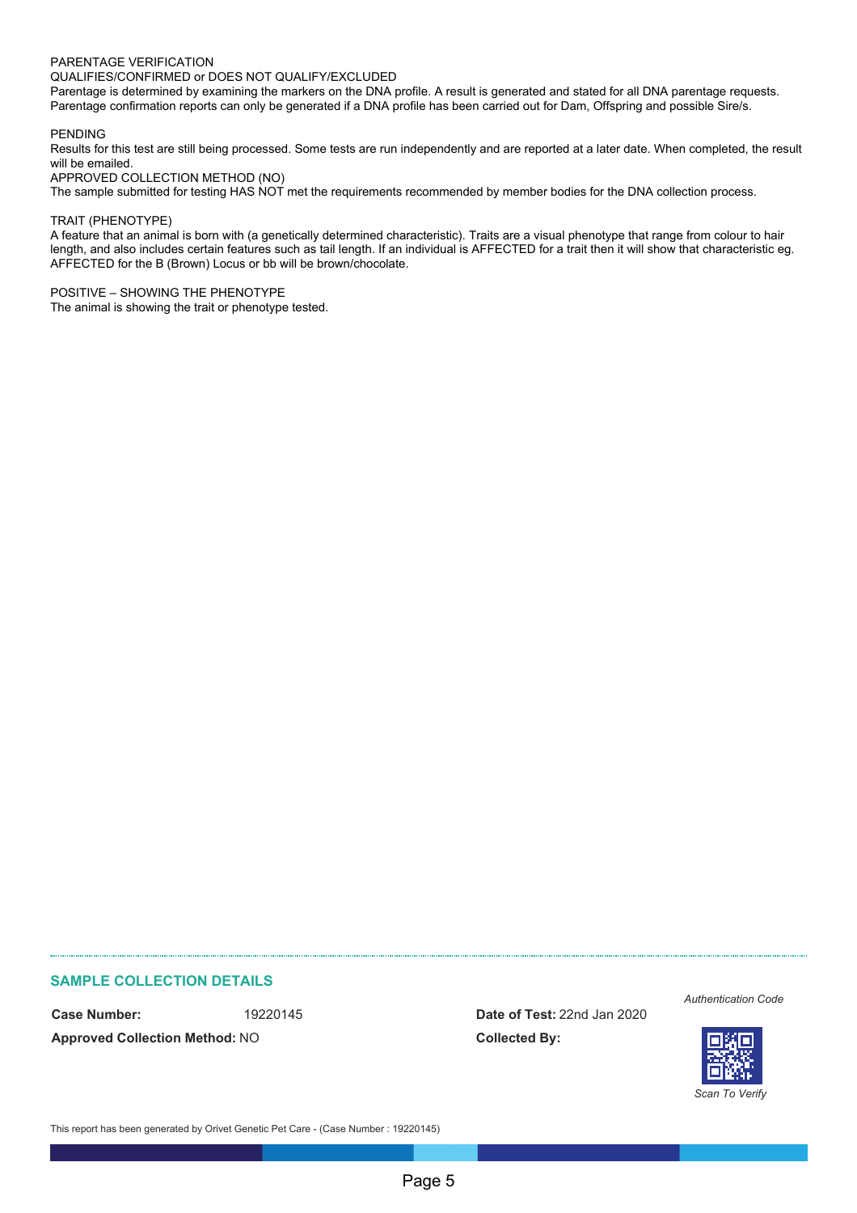PARENTAGE VERIFICATION

QUALIFIES/CONFIRMED or DOES NOT QUALIFY/EXCLUDED

Parentage is determined by examining the markers on the DNA profile. A result is generated and stated for all DNA parentage requests. Parentage confirmation reports can only be generated if a DNA profile has been carried out for Dam, Offspring and possible Sire/s.

PENDING

Results for this test are still being processed. Some tests are run independently and are reported at a later date. When completed, the result will be emailed.

APPROVED COLLECTION METHOD (NO)

The sample submitted for testing HAS NOT met the requirements recommended by member bodies for the DNA collection process.

TRAIT (PHENOTYPE)

A feature that an animal is born with (a genetically determined characteristic). Traits are a visual phenotype that range from colour to hair length, and also includes certain features such as tail length. If an individual is AFFECTED for a trait then it will show that characteristic eg. AFFECTED for the B (Brown) Locus or bb will be brown/chocolate.

POSITIVE – SHOWING THE PHENOTYPE

The animal is showing the trait or phenotype tested.

## SAMPLE COLLECTION DETAILS

**Case Number:** 19220145

**Approved Collection Method:** NO

**Date of Test:** 22nd Jan 2020

**Collected By:**

*Authentication Code*

*Scan To Verify*

This report has been generated by Orivet Genetic Pet Care - (Case Number : 19220145)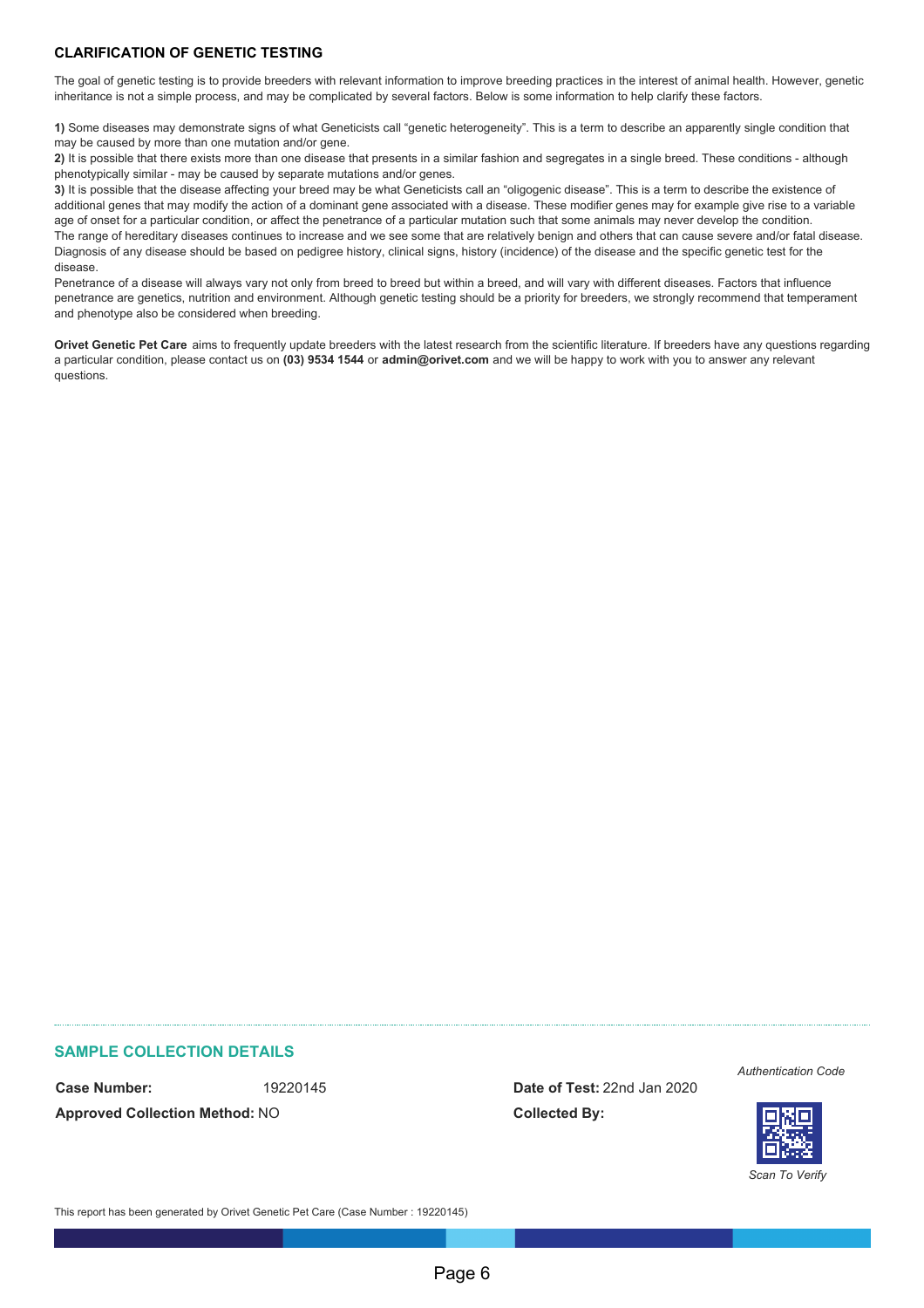### CLARIFICATION OF GENETIC TESTING

The goal of genetic testing is to provide breeders with relevant information to improve breeding practices in the interest of animal health. However, genetic inheritance is not a simple process, and may be complicated by several factors. Below is some information to help clarify these factors.

**1)** Some diseases may demonstrate signs of what Geneticists call "genetic heterogeneity". This is a term to describe an apparently single condition that may be caused by more than one mutation and/or gene.
**2)** It is possible that there exists more than one disease that presents in a similar fashion and segregates in a single breed. These conditions - although phenotypically similar - may be caused by separate mutations and/or genes.
**3)** It is possible that the disease affecting your breed may be what Geneticists call an "oligogenic disease". This is a term to describe the existence of additional genes that may modify the action of a dominant gene associated with a disease. These modifier genes may for example give rise to a variable age of onset for a particular condition, or affect the penetrance of a particular mutation such that some animals may never develop the condition.
The range of hereditary diseases continues to increase and we see some that are relatively benign and others that can cause severe and/or fatal disease. Diagnosis of any disease should be based on pedigree history, clinical signs, history (incidence) of the disease and the specific genetic test for the disease.
Penetrance of a disease will always vary not only from breed to breed but within a breed, and will vary with different diseases. Factors that influence penetrance are genetics, nutrition and environment. Although genetic testing should be a priority for breeders, we strongly recommend that temperament and phenotype also be considered when breeding.

**Orivet Genetic Pet Care** aims to frequently update breeders with the latest research from the scientific literature. If breeders have any questions regarding a particular condition, please contact us on **(03) 9534 1544** or **admin@orivet.com** and we will be happy to work with you to answer any relevant questions.

### SAMPLE COLLECTION DETAILS

**Case Number:** 19220145

**Approved Collection Method:** NO

**Date of Test:** 22nd Jan 2020

**Collected By:**

*Authentication Code*

*Scan To Verify*

This report has been generated by Orivet Genetic Pet Care (Case Number : 19220145)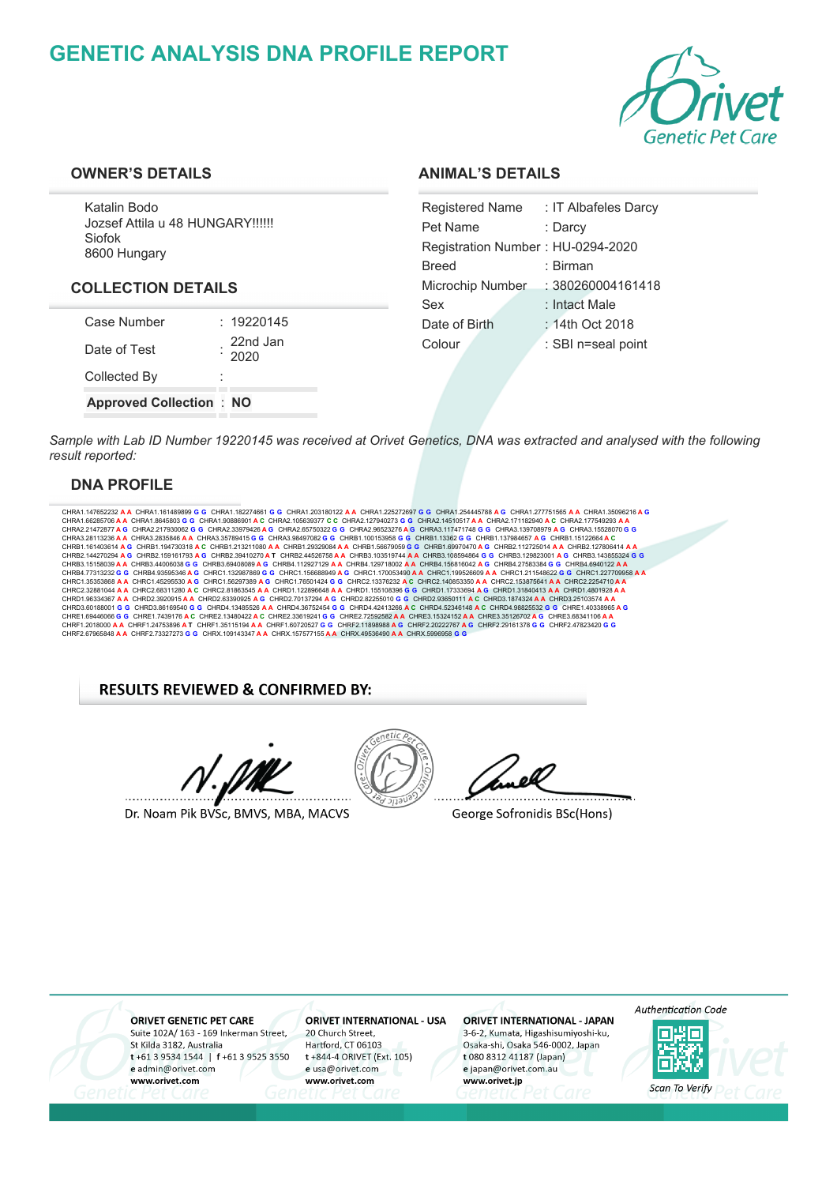# GENETIC ANALYSIS DNA PROFILE REPORT

Orivet Genetic Pet Care

## OWNER'S DETAILS

Katalin Bodo
Jozsef Attila u 48 HUNGARY!!!!!!
Siofok
8600 Hungary

## COLLECTION DETAILS

| | |
|---|---|
| Case Number | : 19220145 |
| Date of Test | : 22nd Jan 2020 |
| Collected By | : |
| **Approved Collection** | : **NO** |

## ANIMAL'S DETAILS

| | |
|---|---|
| Registered Name | : IT Albafeles Darcy |
| Pet Name | : Darcy |
| Registration Number | : HU-0294-2020 |
| Breed | : Birman |
| Microchip Number | : 380260004161418 |
| Sex | : Intact Male |
| Date of Birth | : 14th Oct 2018 |
| Colour | : SBI n=seal point |

*Sample with Lab ID Number 19220145 was received at Orivet Genetics, DNA was extracted and analysed with the following result reported:*

## DNA PROFILE

CHRA1.147652232 A A CHRA1.161489899 G G CHRA1.182274661 G G CHRA1.203180122 A A CHRA1.225272697 G G CHRA1.254445788 A G CHRA1.277751565 A A CHRA1.35096216 A G
CHRA1.66285706 A A CHRA1.8645803 G G CHRA1.90886901 A C CHRA2.105639377 C C CHRA2.127940273 G G CHRA2.14510517 A A CHRA2.171182940 A C CHRA2.177549293 A A
CHRA2.21472877 A G CHRA2.217930062 G G CHRA2.33979426 A G CHRA2.65750322 G G CHRA2.96523276 A G CHRA3.117471748 G G CHRA3.139708979 A G CHRA3.15528070 G G
CHRA3.28113236 A A CHRA3.2835846 A A CHRA3.35789415 G G CHRA3.98497082 G G CHRB1.100153958 G G CHRB1.13362 G G CHRB1.137984657 A G CHRB1.15122664 A C
CHRB1.161403614 A G CHRB1.194730318 A C CHRB1.213211080 A A CHRB1.29329084 A A CHRB1.56679059 G G CHRB1.69970470 A G CHRB2.112725014 A A CHRB2.127806414 A A
CHRB2.144270294 A G CHRB2.159161793 A G CHRB2.39410270 A T CHRB2.44526758 A A CHRB3.103519744 A A CHRB3.108594864 G G CHRB3.129823001 A G CHRB3.143855324 G G
CHRB3.15158039 A A CHRB3.44006038 G G CHRB3.69408089 A G CHRB4.112927129 A A CHRB4.129718002 A A CHRB4.156816042 A G CHRB4.27583384 G G CHRB4.6940122 A A
CHRB4.77313232 G G CHRB4.93595346 A G CHRC1.132987869 G G CHRC1.156688949 A G CHRC1.170053490 A A CHRC1.199526609 A A CHRC1.211548622 G G CHRC1.227709958 A A
CHRC1.35353868 A A CHRC1.45295530 A G CHRC1.56297389 A G CHRC1.76501424 G G CHRC2.13376232 A C CHRC2.140853350 A A CHRC2.153875641 A A CHRC2.2254710 A A
CHRC2.32881044 A A CHRC2.68311280 A C CHRC2.81863545 A A CHRD1.122896648 A A CHRD1.155108396 G G CHRD1.17333694 A G CHRD1.31840413 A A CHRD1.4801928 A A
CHRD1.96334367 A A CHRD2.3920915 A A CHRD2.63390925 A G CHRD2.70137294 A G CHRD2.82255010 G G CHRD2.93650111 A C CHRD3.1874324 A A CHRD3.25103574 A A
CHRD3.60188001 G G CHRD3.86169540 G G CHRD4.13485526 A A CHRD4.36752454 G G CHRD4.42413266 A C CHRD4.52346148 A C CHRD4.98825532 G G CHRE1.40338965 A G
CHRE1.69446066 G G CHRE1.7439176 A C CHRE2.13480422 A C CHRE2.33619241 G G CHRE2.72592582 A A CHRE3.15324152 A A CHRE3.35126702 A G CHRE3.68341106 A A
CHRF1.2018000 A A CHRF1.24753896 A T CHRF1.35115194 A A CHRF1.60720527 G G CHRF2.11898988 A G CHRF2.20222767 A G CHRF2.29161378 G G CHRF2.47823420 G G
CHRF2.67965848 A A CHRF2.73327273 G G CHRX.109143347 A A CHRX.157577155 A A CHRX.49536490 A A CHRX.5996958 G G

## RESULTS REVIEWED & CONFIRMED BY:

Dr. Noam Pik BVSc, BMVS, MBA, MACVS

George Sofronidis BSc(Hons)

**ORIVET GENETIC PET CARE**
Suite 102A/ 163 - 169 Inkerman Street,
St Kilda 3182, Australia
t +61 3 9534 1544 | f +61 3 9525 3550
e admin@orivet.com
**www.orivet.com**

**ORIVET INTERNATIONAL - USA**
20 Church Street,
Hartford, CT 06103
t +844-4 ORIVET (Ext. 105)
e usa@orivet.com
**www.orivet.com**

**ORIVET INTERNATIONAL - JAPAN**
3-6-2, Kumata, Higashisumiyoshi-ku,
Osaka-shi, Osaka 546-0002, Japan
t 080 8312 41187 (Japan)
e japan@orivet.com.au
**www.orivet.jp**

*Authentication Code*

*Scan To Verify*